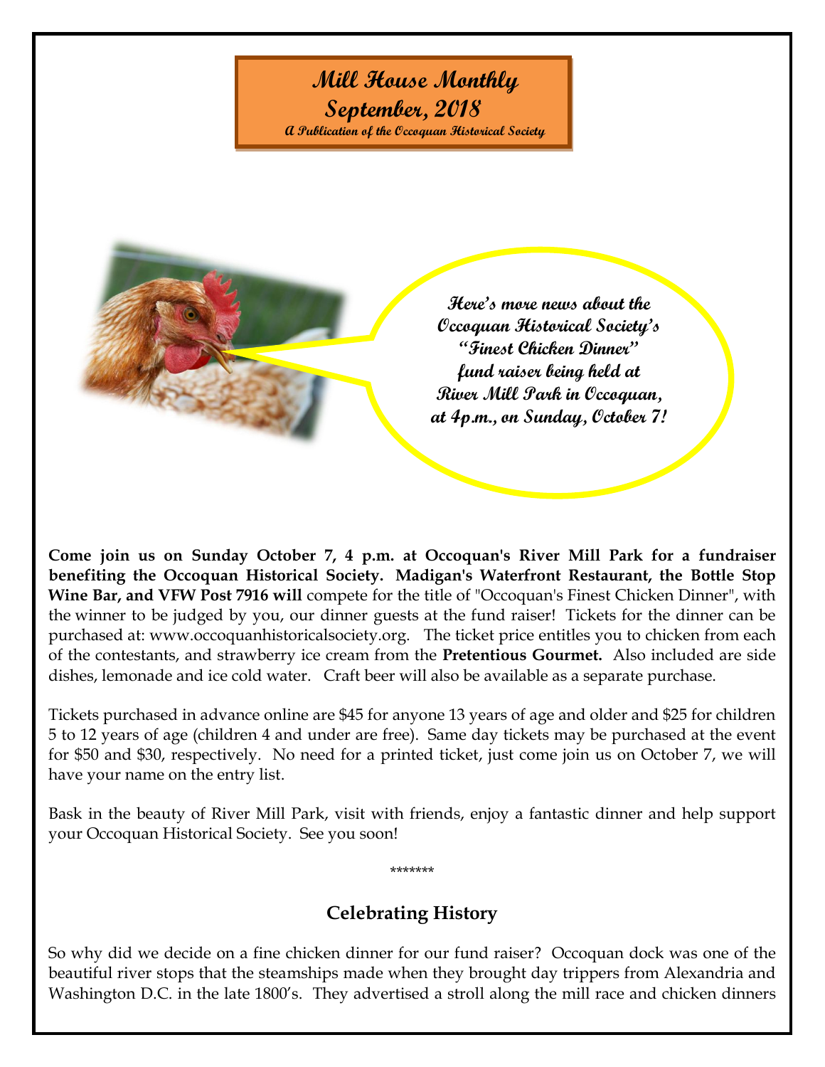# Mill House Monthly

## September, 2018

*A Publication of the Occoquan Historical Society*

**Here's more news about the Occoquan Historical Society's "Finest Chicken Dinner" fund raiser being held at River Mill Park in Occoquan, at 4p.m., on Sunday, October 7!**

**Come join us on Sunday October 7, 4 p.m. at Occoquan's River Mill Park for a fundraiser benefiting the Occoquan Historical Society. Madigan's Waterfront Restaurant, the Bottle Stop Wine Bar, and VFW Post 7916 will** compete for the title of "Occoquan's Finest Chicken Dinner", with the winner to be judged by you, our dinner guests at the fund raiser! Tickets for the dinner can be purchased at: www.occoquanhistoricalsociety.org. The ticket price entitles you to chicken from each of the contestants, and strawberry ice cream from the **Pretentious Gourmet.** Also included are side dishes, lemonade and ice cold water. Craft beer will also be available as a separate purchase.

Tickets purchased in advance online are $45 for anyone 13 years of age and older and $25 for children 5 to 12 years of age (children 4 and under are free). Same day tickets may be purchased at the event for $50 and $30, respectively. No need for a printed ticket, just come join us on October 7, we will have your name on the entry list.

Bask in the beauty of River Mill Park, visit with friends, enjoy a fantastic dinner and help support your Occoquan Historical Society. See you soon!

*******

## Celebrating History

So why did we decide on a fine chicken dinner for our fund raiser? Occoquan dock was one of the beautiful river stops that the steamships made when they brought day trippers from Alexandria and Washington D.C. in the late 1800's. They advertised a stroll along the mill race and chicken dinners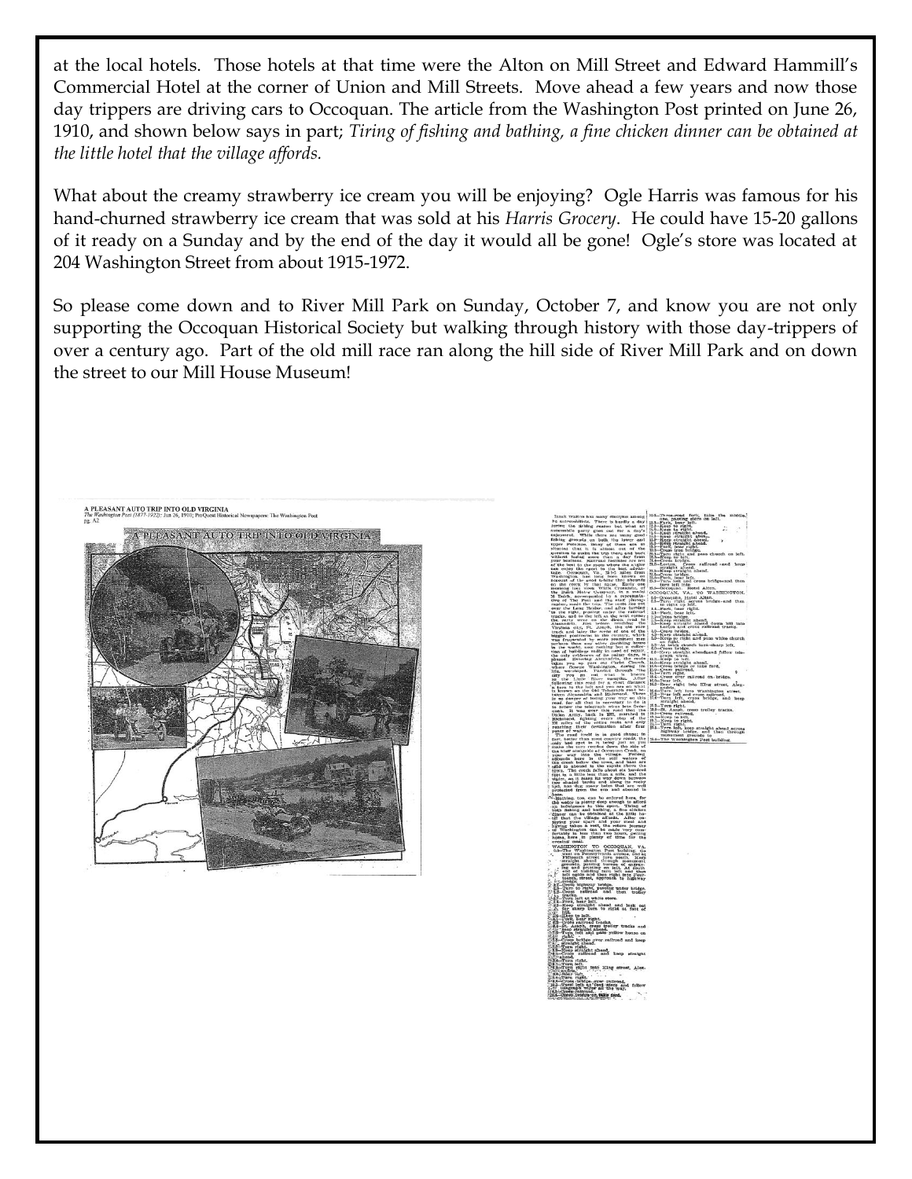at the local hotels. Those hotels at that time were the Alton on Mill Street and Edward Hammill's Commercial Hotel at the corner of Union and Mill Streets. Move ahead a few years and now those day trippers are driving cars to Occoquan. The article from the Washington Post printed on June 26, 1910, and shown below says in part; *Tiring of fishing and bathing, a fine chicken dinner can be obtained at the little hotel that the village affords.*

What about the creamy strawberry ice cream you will be enjoying? Ogle Harris was famous for his hand-churned strawberry ice cream that was sold at his *Harris Grocery*. He could have 15-20 gallons of it ready on a Sunday and by the end of the day it would all be gone! Ogle's store was located at 204 Washington Street from about 1915-1972.

So please come down and to River Mill Park on Sunday, October 7, and know you are not only supporting the Occoquan Historical Society but walking through history with those day-trippers of over a century ago. Part of the old mill race ran along the hill side of River Mill Park and on down the street to our Mill House Museum!

A PLEASANT AUTO TRIP INTO OLD VIRGINIA
*The Washington Post (1877-1922);* Jun 26, 1910; ProQuest Historical Newspapers: The Washington Post pg. A2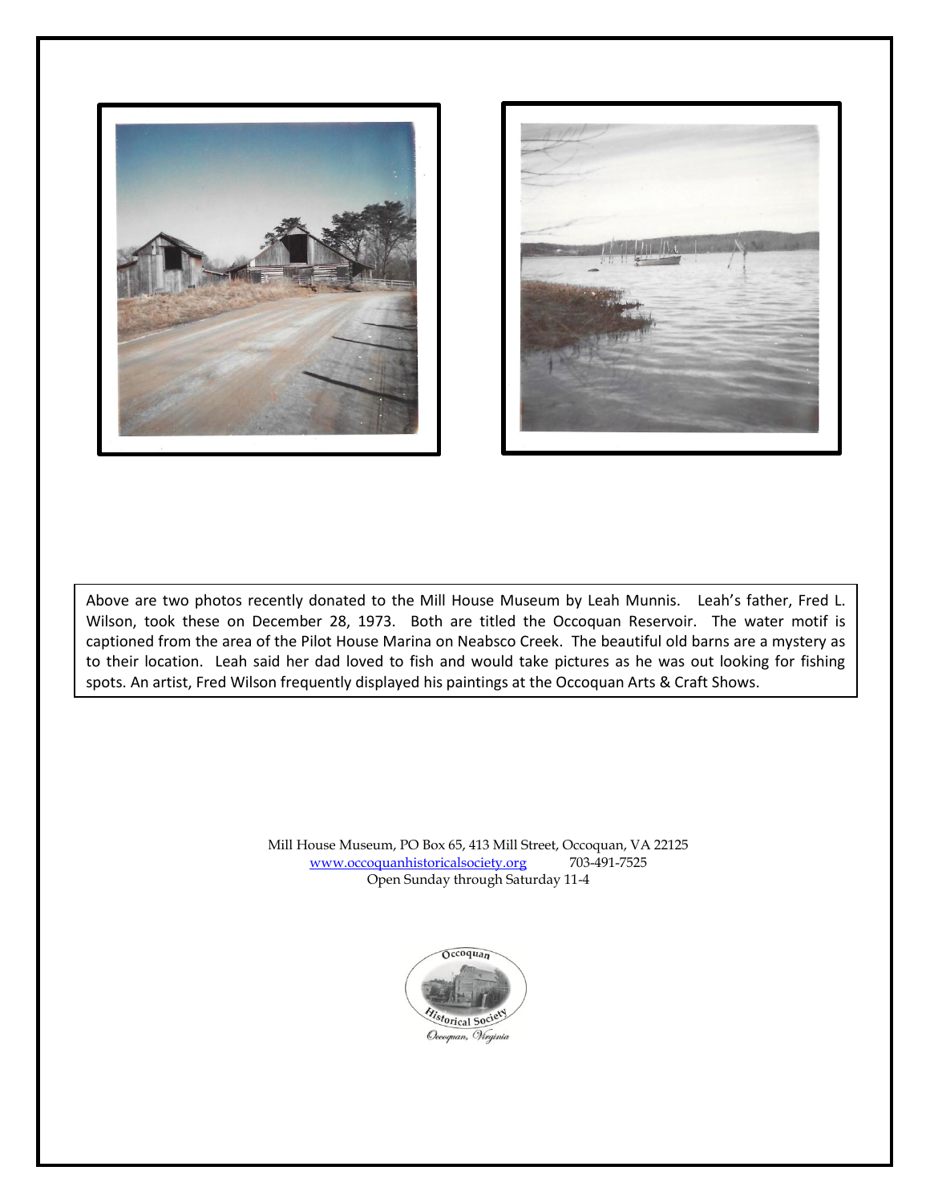Above are two photos recently donated to the Mill House Museum by Leah Munnis. Leah's father, Fred L. Wilson, took these on December 28, 1973. Both are titled the Occoquan Reservoir. The water motif is captioned from the area of the Pilot House Marina on Neabsco Creek. The beautiful old barns are a mystery as to their location. Leah said her dad loved to fish and would take pictures as he was out looking for fishing spots. An artist, Fred Wilson frequently displayed his paintings at the Occoquan Arts & Craft Shows.

Mill House Museum, PO Box 65, 413 Mill Street, Occoquan, VA 22125
www.occoquanhistoricalsociety.org 703-491-7525
Open Sunday through Saturday 11-4

Occoquan Historical Society
Occoquan, Virginia